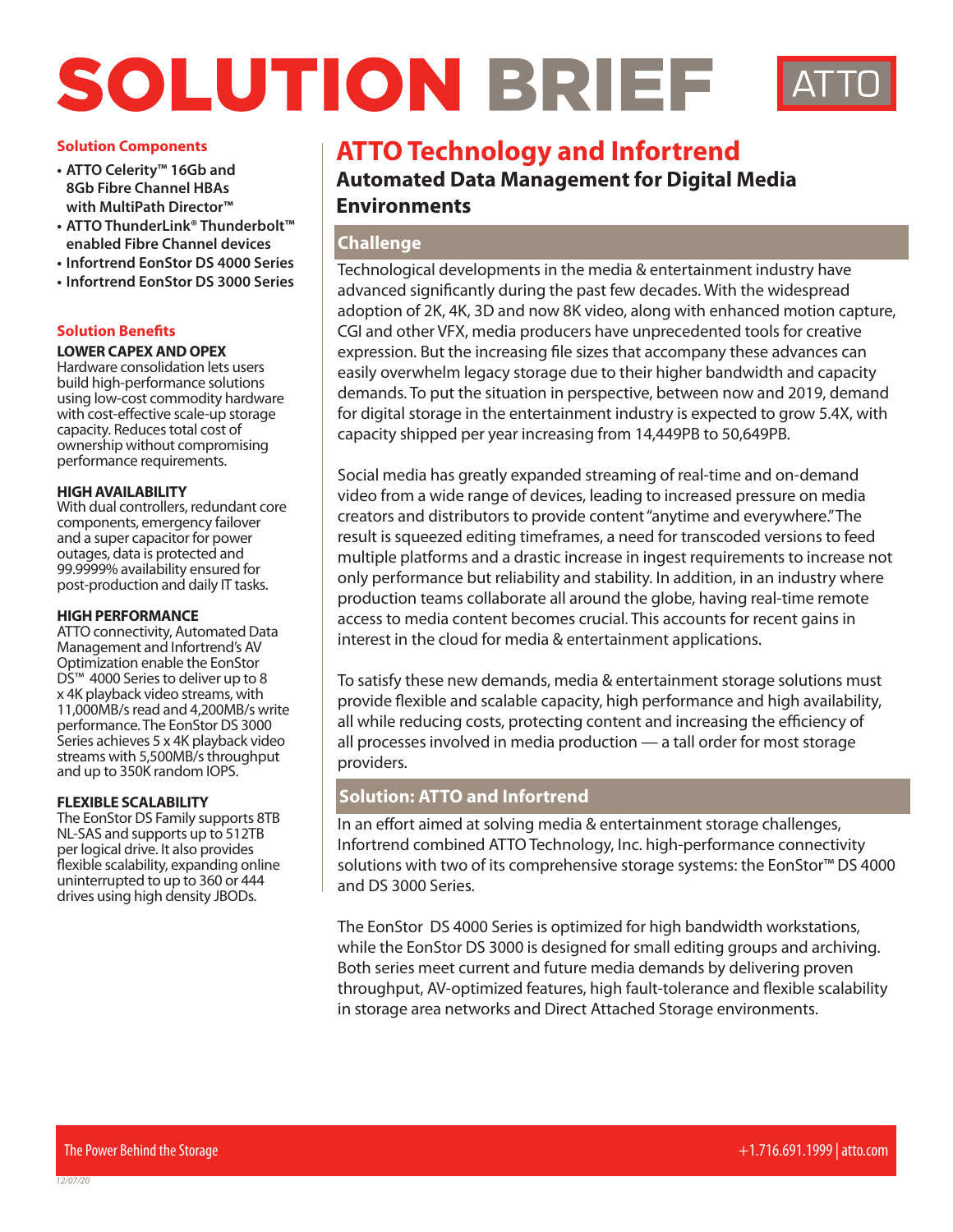# SOLUTION BRIEF

ATTO

## ATTO Technology and Infortrend

### Automated Data Management for Digital Media Environments

### Challenge

Technological developments in the media & entertainment industry have advanced significantly during the past few decades. With the widespread adoption of 2K, 4K, 3D and now 8K video, along with enhanced motion capture, CGI and other VFX, media producers have unprecedented tools for creative expression. But the increasing file sizes that accompany these advances can easily overwhelm legacy storage due to their higher bandwidth and capacity demands. To put the situation in perspective, between now and 2019, demand for digital storage in the entertainment industry is expected to grow 5.4X, with capacity shipped per year increasing from 14,449PB to 50,649PB.

Social media has greatly expanded streaming of real-time and on-demand video from a wide range of devices, leading to increased pressure on media creators and distributors to provide content "anytime and everywhere." The result is squeezed editing timeframes, a need for transcoded versions to feed multiple platforms and a drastic increase in ingest requirements to increase not only performance but reliability and stability. In addition, in an industry where production teams collaborate all around the globe, having real-time remote access to media content becomes crucial. This accounts for recent gains in interest in the cloud for media & entertainment applications.

To satisfy these new demands, media & entertainment storage solutions must provide flexible and scalable capacity, high performance and high availability, all while reducing costs, protecting content and increasing the efficiency of all processes involved in media production — a tall order for most storage providers.

### Solution: ATTO and Infortrend

In an effort aimed at solving media & entertainment storage challenges, Infortrend combined ATTO Technology, Inc. high-performance connectivity solutions with two of its comprehensive storage systems: the EonStor™ DS 4000 and DS 3000 Series.

The EonStor DS 4000 Series is optimized for high bandwidth workstations, while the EonStor DS 3000 is designed for small editing groups and archiving. Both series meet current and future media demands by delivering proven throughput, AV-optimized features, high fault-tolerance and flexible scalability in storage area networks and Direct Attached Storage environments.

#### Solution Components

- **ATTO Celerity™ 16Gb and 8Gb Fibre Channel HBAs with MultiPath Director™**
- **ATTO ThunderLink® Thunderbolt™ enabled Fibre Channel devices**
- **Infortrend EonStor DS 4000 Series**
- **Infortrend EonStor DS 3000 Series**

#### Solution Benefits

**LOWER CAPEX AND OPEX**
Hardware consolidation lets users build high-performance solutions using low-cost commodity hardware with cost-effective scale-up storage capacity. Reduces total cost of ownership without compromising performance requirements.

**HIGH AVAILABILITY**
With dual controllers, redundant core components, emergency failover and a super capacitor for power outages, data is protected and 99.9999% availability ensured for post-production and daily IT tasks.

**HIGH PERFORMANCE**
ATTO connectivity, Automated Data Management and Infortrend's AV Optimization enable the EonStor DS™ 4000 Series to deliver up to 8 x 4K playback video streams, with 11,000MB/s read and 4,200MB/s write performance. The EonStor DS 3000 Series achieves 5 x 4K playback video streams with 5,500MB/s throughput and up to 350K random IOPS.

**FLEXIBLE SCALABILITY**
The EonStor DS Family supports 8TB NL-SAS and supports up to 512TB per logical drive. It also provides flexible scalability, expanding online uninterrupted to up to 360 or 444 drives using high density JBODs.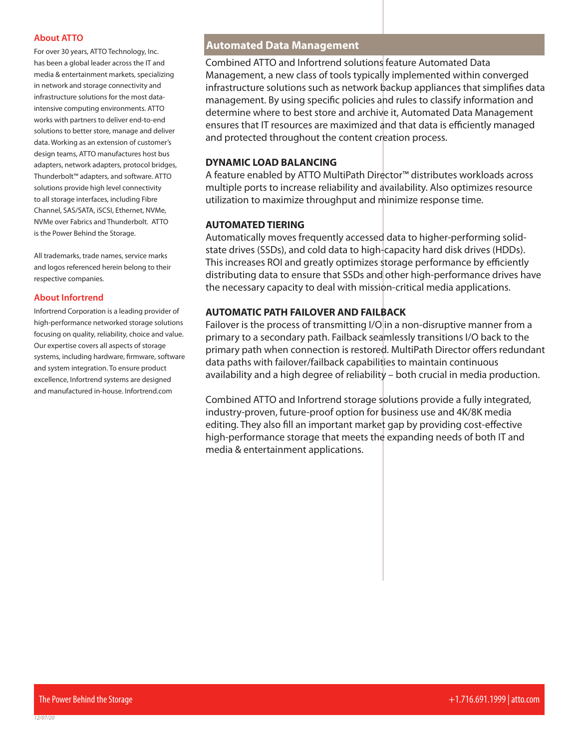## About ATTO

For over 30 years, ATTO Technology, Inc. has been a global leader across the IT and media & entertainment markets, specializing in network and storage connectivity and infrastructure solutions for the most data-intensive computing environments. ATTO works with partners to deliver end-to-end solutions to better store, manage and deliver data. Working as an extension of customer's design teams, ATTO manufactures host bus adapters, network adapters, protocol bridges, Thunderbolt™ adapters, and software. ATTO solutions provide high level connectivity to all storage interfaces, including Fibre Channel, SAS/SATA, iSCSI, Ethernet, NVMe, NVMe over Fabrics and Thunderbolt. ATTO is the Power Behind the Storage.

All trademarks, trade names, service marks and logos referenced herein belong to their respective companies.

## About Infortrend

Infortrend Corporation is a leading provider of high-performance networked storage solutions focusing on quality, reliability, choice and value. Our expertise covers all aspects of storage systems, including hardware, firmware, software and system integration. To ensure product excellence, Infortrend systems are designed and manufactured in-house. Infortrend.com

## Automated Data Management

Combined ATTO and Infortrend solutions feature Automated Data Management, a new class of tools typically implemented within converged infrastructure solutions such as network backup appliances that simplifies data management. By using specific policies and rules to classify information and determine where to best store and archive it, Automated Data Management ensures that IT resources are maximized and that data is efficiently managed and protected throughout the content creation process.

### DYNAMIC LOAD BALANCING

A feature enabled by ATTO MultiPath Director™ distributes workloads across multiple ports to increase reliability and availability. Also optimizes resource utilization to maximize throughput and minimize response time.

### AUTOMATED TIERING

Automatically moves frequently accessed data to higher-performing solid-state drives (SSDs), and cold data to high-capacity hard disk drives (HDDs). This increases ROI and greatly optimizes storage performance by efficiently distributing data to ensure that SSDs and other high-performance drives have the necessary capacity to deal with mission-critical media applications.

### AUTOMATIC PATH FAILOVER AND FAILBACK

Failover is the process of transmitting I/O in a non-disruptive manner from a primary to a secondary path. Failback seamlessly transitions I/O back to the primary path when connection is restored. MultiPath Director offers redundant data paths with failover/failback capabilities to maintain continuous availability and a high degree of reliability – both crucial in media production.

Combined ATTO and Infortrend storage solutions provide a fully integrated, industry-proven, future-proof option for business use and 4K/8K media editing. They also fill an important market gap by providing cost-effective high-performance storage that meets the expanding needs of both IT and media & entertainment applications.

The Power Behind the Storage

+1.716.691.1999 | atto.com

12/07/20